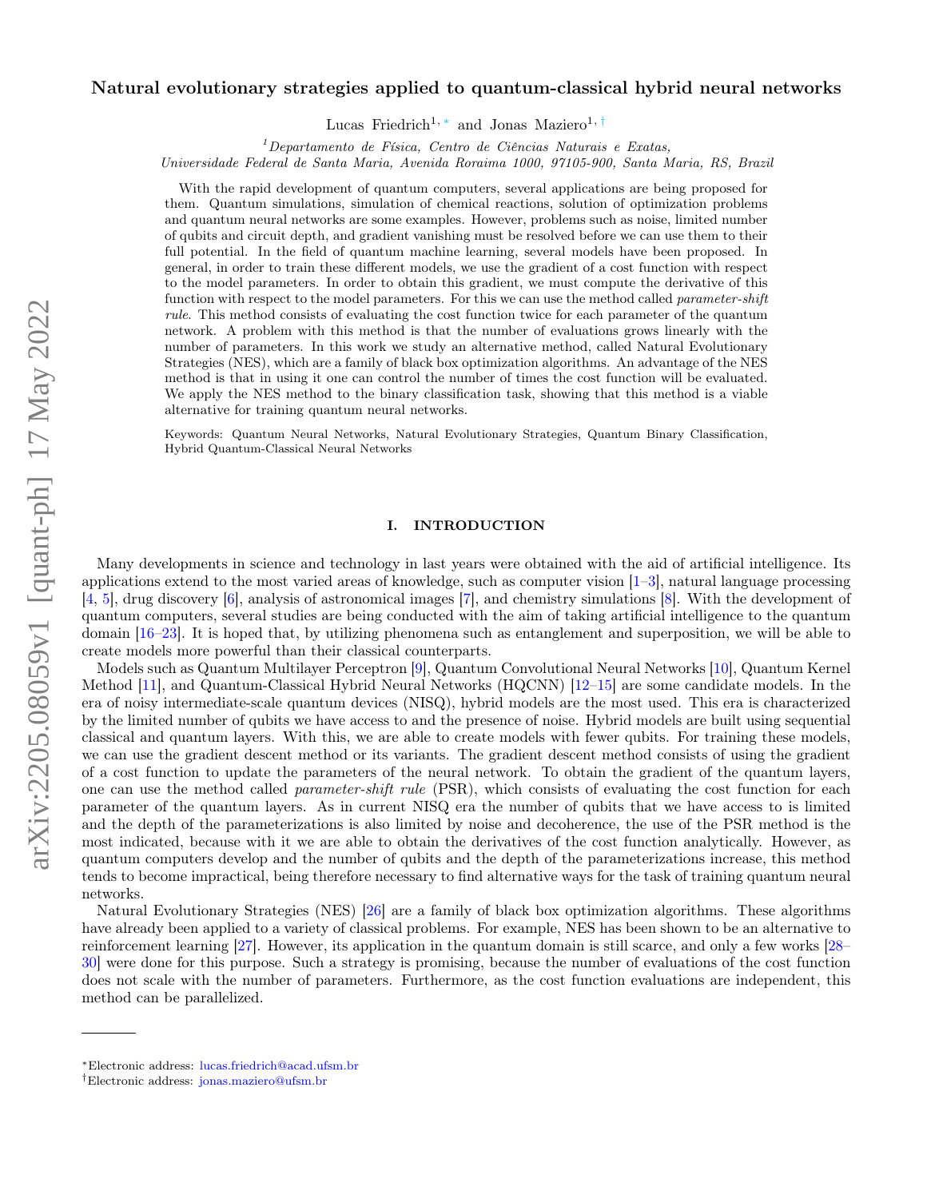# Natural evolutionary strategies applied to quantum-classical hybrid neural networks

Lucas Friedrich[1,*] and Jonas Maziero[1,†]

[1] *Departamento de Física, Centro de Ciências Naturais e Exatas, Universidade Federal de Santa Maria, Avenida Roraima 1000, 97105-900, Santa Maria, RS, Brazil*

With the rapid development of quantum computers, several applications are being proposed for them. Quantum simulations, simulation of chemical reactions, solution of optimization problems and quantum neural networks are some examples. However, problems such as noise, limited number of qubits and circuit depth, and gradient vanishing must be resolved before we can use them to their full potential. In the field of quantum machine learning, several models have been proposed. In general, in order to train these different models, we use the gradient of a cost function with respect to the model parameters. In order to obtain this gradient, we must compute the derivative of this function with respect to the model parameters. For this we can use the method called *parameter-shift rule*. This method consists of evaluating the cost function twice for each parameter of the quantum network. A problem with this method is that the number of evaluations grows linearly with the number of parameters. In this work we study an alternative method, called Natural Evolutionary Strategies (NES), which are a family of black box optimization algorithms. An advantage of the NES method is that in using it one can control the number of times the cost function will be evaluated. We apply the NES method to the binary classification task, showing that this method is a viable alternative for training quantum neural networks.

Keywords: Quantum Neural Networks, Natural Evolutionary Strategies, Quantum Binary Classification, Hybrid Quantum-Classical Neural Networks

## I. INTRODUCTION

Many developments in science and technology in last years were obtained with the aid of artificial intelligence. Its applications extend to the most varied areas of knowledge, such as computer vision [1–3], natural language processing [4, 5], drug discovery [6], analysis of astronomical images [7], and chemistry simulations [8]. With the development of quantum computers, several studies are being conducted with the aim of taking artificial intelligence to the quantum domain [16–23]. It is hoped that, by utilizing phenomena such as entanglement and superposition, we will be able to create models more powerful than their classical counterparts.

Models such as Quantum Multilayer Perceptron [9], Quantum Convolutional Neural Networks [10], Quantum Kernel Method [11], and Quantum-Classical Hybrid Neural Networks (HQCNN) [12–15] are some candidate models. In the era of noisy intermediate-scale quantum devices (NISQ), hybrid models are the most used. This era is characterized by the limited number of qubits we have access to and the presence of noise. Hybrid models are built using sequential classical and quantum layers. With this, we are able to create models with fewer qubits. For training these models, we can use the gradient descent method or its variants. The gradient descent method consists of using the gradient of a cost function to update the parameters of the neural network. To obtain the gradient of the quantum layers, one can use the method called *parameter-shift rule* (PSR), which consists of evaluating the cost function for each parameter of the quantum layers. As in current NISQ era the number of qubits that we have access to is limited and the depth of the parameterizations is also limited by noise and decoherence, the use of the PSR method is the most indicated, because with it we are able to obtain the derivatives of the cost function analytically. However, as quantum computers develop and the number of qubits and the depth of the parameterizations increase, this method tends to become impractical, being therefore necessary to find alternative ways for the task of training quantum neural networks.

Natural Evolutionary Strategies (NES) [26] are a family of black box optimization algorithms. These algorithms have already been applied to a variety of classical problems. For example, NES has been shown to be an alternative to reinforcement learning [27]. However, its application in the quantum domain is still scarce, and only a few works [28–30] were done for this purpose. Such a strategy is promising, because the number of evaluations of the cost function does not scale with the number of parameters. Furthermore, as the cost function evaluations are independent, this method can be parallelized.

*Electronic address: lucas.friedrich@acad.ufsm.br
†Electronic address: jonas.maziero@ufsm.br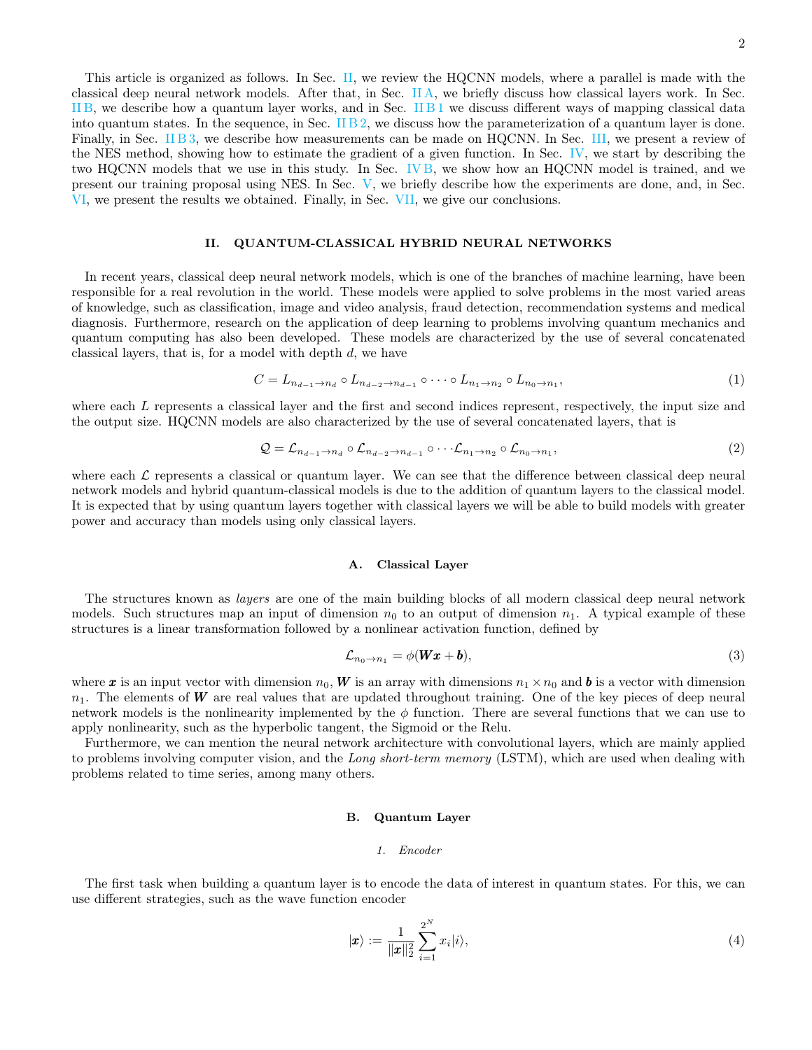This article is organized as follows. In Sec. II, we review the HQCNN models, where a parallel is made with the classical deep neural network models. After that, in Sec. II A, we briefly discuss how classical layers work. In Sec. II B, we describe how a quantum layer works, and in Sec. II B 1 we discuss different ways of mapping classical data into quantum states. In the sequence, in Sec. II B 2, we discuss how the parameterization of a quantum layer is done. Finally, in Sec. II B 3, we describe how measurements can be made on HQCNN. In Sec. III, we present a review of the NES method, showing how to estimate the gradient of a given function. In Sec. IV, we start by describing the two HQCNN models that we use in this study. In Sec. IV B, we show how an HQCNN model is trained, and we present our training proposal using NES. In Sec. V, we briefly describe how the experiments are done, and, in Sec. VI, we present the results we obtained. Finally, in Sec. VII, we give our conclusions.

## II. QUANTUM-CLASSICAL HYBRID NEURAL NETWORKS

In recent years, classical deep neural network models, which is one of the branches of machine learning, have been responsible for a real revolution in the world. These models were applied to solve problems in the most varied areas of knowledge, such as classification, image and video analysis, fraud detection, recommendation systems and medical diagnosis. Furthermore, research on the application of deep learning to problems involving quantum mechanics and quantum computing has also been developed. These models are characterized by the use of several concatenated classical layers, that is, for a model with depth $d$, we have

$$C = L_{n_{d-1}\to n_d} \circ L_{n_{d-2}\to n_{d-1}} \circ \cdots \circ L_{n_1\to n_2} \circ L_{n_0\to n_1}, \tag{1}$$

where each $L$ represents a classical layer and the first and second indices represent, respectively, the input size and the output size. HQCNN models are also characterized by the use of several concatenated layers, that is

$$\mathcal{Q} = \mathcal{L}_{n_{d-1}\to n_d} \circ \mathcal{L}_{n_{d-2}\to n_{d-1}} \circ \cdots \mathcal{L}_{n_1\to n_2} \circ \mathcal{L}_{n_0\to n_1}, \tag{2}$$

where each $\mathcal{L}$ represents a classical or quantum layer. We can see that the difference between classical deep neural network models and hybrid quantum-classical models is due to the addition of quantum layers to the classical model. It is expected that by using quantum layers together with classical layers we will be able to build models with greater power and accuracy than models using only classical layers.

### A. Classical Layer

The structures known as *layers* are one of the main building blocks of all modern classical deep neural network models. Such structures map an input of dimension $n_0$ to an output of dimension $n_1$. A typical example of these structures is a linear transformation followed by a nonlinear activation function, defined by

$$\mathcal{L}_{n_0\to n_1} = \phi(\boldsymbol{W}\boldsymbol{x} + \boldsymbol{b}), \tag{3}$$

where $\boldsymbol{x}$ is an input vector with dimension $n_0$, $\boldsymbol{W}$ is an array with dimensions $n_1 \times n_0$ and $\boldsymbol{b}$ is a vector with dimension $n_1$. The elements of $\boldsymbol{W}$ are real values that are updated throughout training. One of the key pieces of deep neural network models is the nonlinearity implemented by the $\phi$ function. There are several functions that we can use to apply nonlinearity, such as the hyperbolic tangent, the Sigmoid or the Relu.

Furthermore, we can mention the neural network architecture with convolutional layers, which are mainly applied to problems involving computer vision, and the *Long short-term memory* (LSTM), which are used when dealing with problems related to time series, among many others.

### B. Quantum Layer

#### 1. Encoder

The first task when building a quantum layer is to encode the data of interest in quantum states. For this, we can use different strategies, such as the wave function encoder

$$|\boldsymbol{x}\rangle := \frac{1}{||\boldsymbol{x}||_2^2} \sum_{i=1}^{2^N} x_i |i\rangle, \tag{4}$$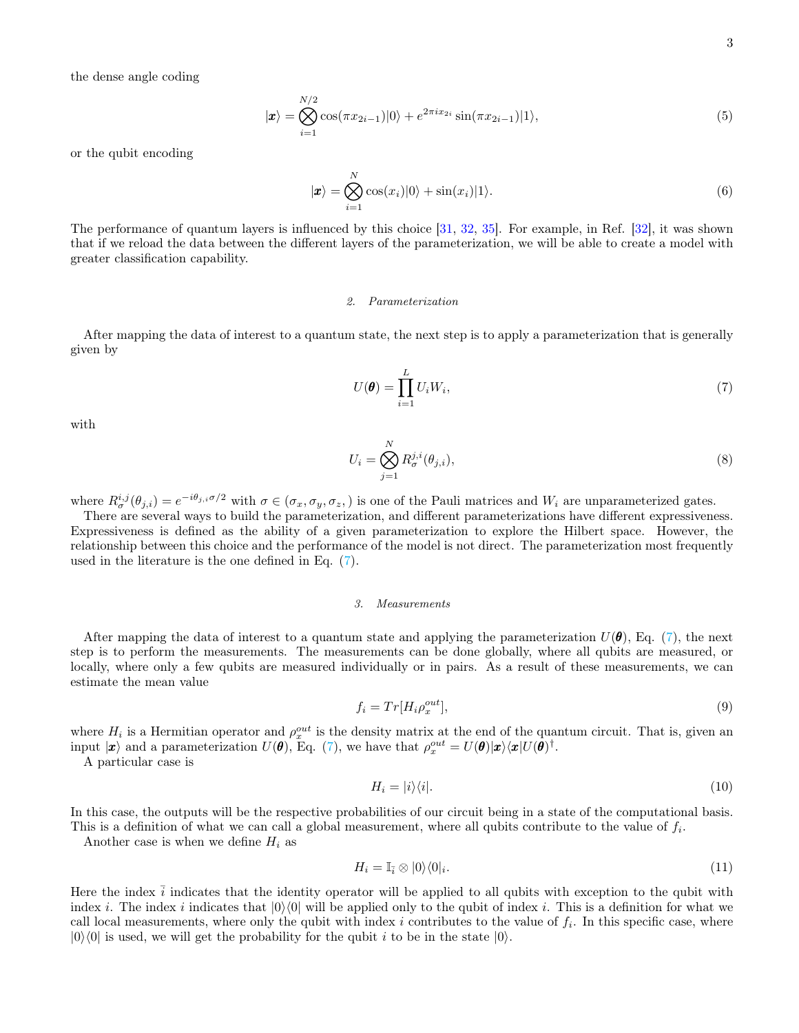the dense angle coding

$$
|\boldsymbol{x}\rangle = \bigotimes_{i=1}^{N/2} \cos(\pi x_{2i-1})|0\rangle + e^{2\pi i x_{2i}} \sin(\pi x_{2i-1})|1\rangle, \tag{5}
$$

or the qubit encoding

$$
|\boldsymbol{x}\rangle = \bigotimes_{i=1}^{N} \cos(x_i)|0\rangle + \sin(x_i)|1\rangle. \tag{6}
$$

The performance of quantum layers is influenced by this choice [31, 32, 35]. For example, in Ref. [32], it was shown that if we reload the data between the different layers of the parameterization, we will be able to create a model with greater classification capability.

#### *2. Parameterization*

After mapping the data of interest to a quantum state, the next step is to apply a parameterization that is generally given by

$$
U(\boldsymbol{\theta}) = \prod_{i=1}^{L} U_i W_i, \tag{7}
$$

with

$$
U_i = \bigotimes_{j=1}^{N} R_{\sigma}^{j,i}(\theta_{j,i}), \tag{8}
$$

where $R_{\sigma}^{i,j}(\theta_{j,i}) = e^{-i\theta_{j,i}\sigma/2}$ with $\sigma \in (\sigma_x, \sigma_y, \sigma_z,)$ is one of the Pauli matrices and $W_i$ are unparameterized gates.

There are several ways to build the parameterization, and different parameterizations have different expressiveness. Expressiveness is defined as the ability of a given parameterization to explore the Hilbert space. However, the relationship between this choice and the performance of the model is not direct. The parameterization most frequently used in the literature is the one defined in Eq. (7).

#### *3. Measurements*

After mapping the data of interest to a quantum state and applying the parameterization $U(\boldsymbol{\theta})$, Eq. (7), the next step is to perform the measurements. The measurements can be done globally, where all qubits are measured, or locally, where only a few qubits are measured individually or in pairs. As a result of these measurements, we can estimate the mean value

$$
f_i = Tr[H_i \rho_x^{out}], \tag{9}
$$

where $H_i$ is a Hermitian operator and $\rho_x^{out}$ is the density matrix at the end of the quantum circuit. That is, given an input $|\boldsymbol{x}\rangle$ and a parameterization $U(\boldsymbol{\theta})$, Eq. (7), we have that $\rho_x^{out} = U(\boldsymbol{\theta})|\boldsymbol{x}\rangle\langle\boldsymbol{x}|U(\boldsymbol{\theta})^{\dagger}$.

A particular case is

$$
H_i = |i\rangle\langle i|. \tag{10}
$$

In this case, the outputs will be the respective probabilities of our circuit being in a state of the computational basis. This is a definition of what we can call a global measurement, where all qubits contribute to the value of $f_i$.

Another case is when we define $H_i$ as

$$
H_i = \mathbb{I}_{\bar{i}} \otimes |0\rangle\langle 0|_i. \tag{11}
$$

Here the index $\bar{i}$ indicates that the identity operator will be applied to all qubits with exception to the qubit with index $i$. The index $i$ indicates that $|0\rangle\langle 0|$ will be applied only to the qubit of index $i$. This is a definition for what we call local measurements, where only the qubit with index $i$ contributes to the value of $f_i$. In this specific case, where $|0\rangle\langle 0|$ is used, we will get the probability for the qubit $i$ to be in the state $|0\rangle$.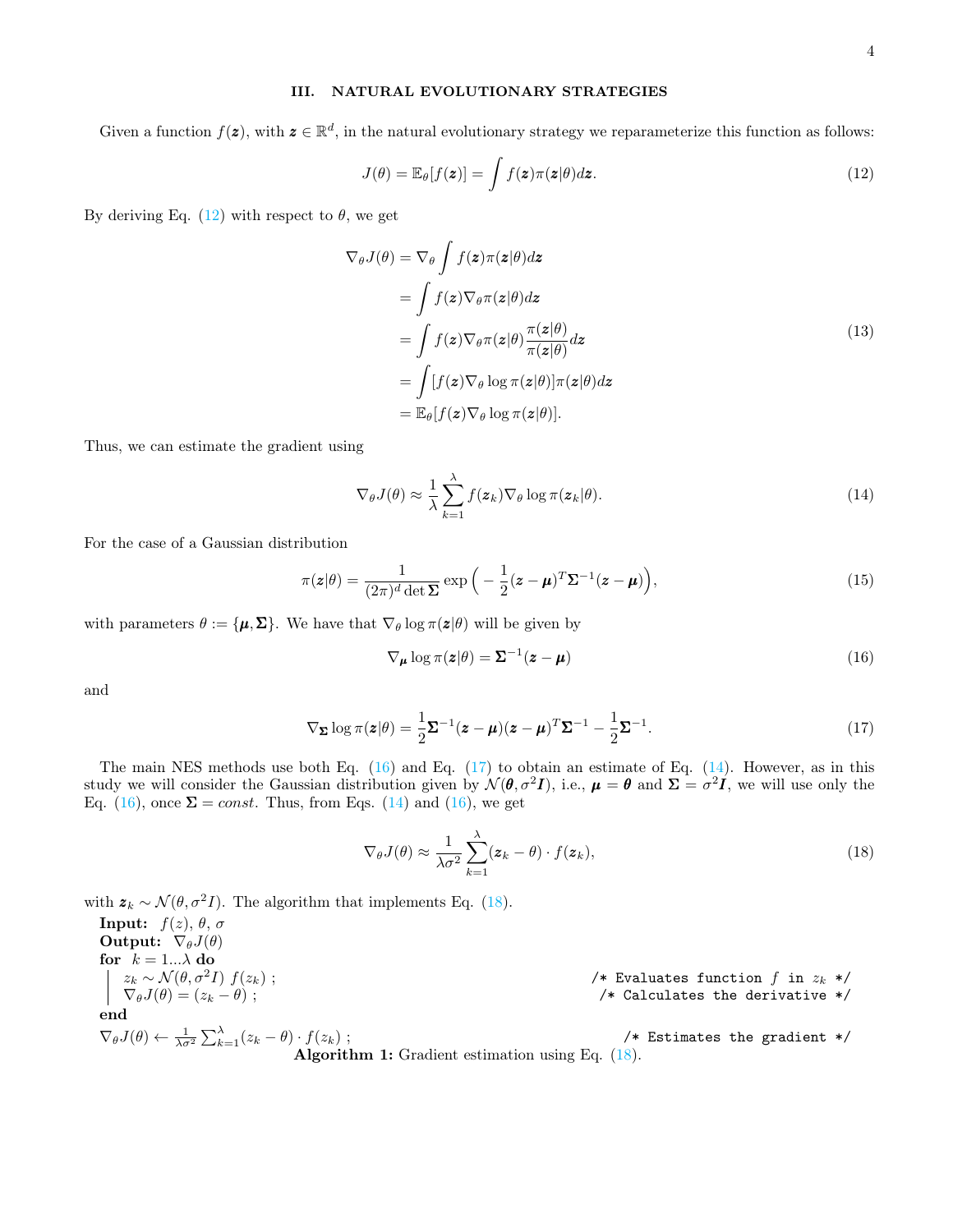## III. NATURAL EVOLUTIONARY STRATEGIES

Given a function $f(\boldsymbol{z})$, with $\boldsymbol{z} \in \mathbb{R}^d$, in the natural evolutionary strategy we reparameterize this function as follows:

$$J(\theta) = \mathbb{E}_\theta[f(\boldsymbol{z})] = \int f(\boldsymbol{z})\pi(\boldsymbol{z}|\theta)d\boldsymbol{z}. \tag{12}$$

By deriving Eq. (12) with respect to $\theta$, we get

$$\begin{aligned}
\nabla_\theta J(\theta) &= \nabla_\theta \int f(\boldsymbol{z})\pi(\boldsymbol{z}|\theta)d\boldsymbol{z} \\
&= \int f(\boldsymbol{z})\nabla_\theta \pi(\boldsymbol{z}|\theta)d\boldsymbol{z} \\
&= \int f(\boldsymbol{z})\nabla_\theta \pi(\boldsymbol{z}|\theta)\frac{\pi(\boldsymbol{z}|\theta)}{\pi(\boldsymbol{z}|\theta)}d\boldsymbol{z} \\
&= \int [f(\boldsymbol{z})\nabla_\theta \log \pi(\boldsymbol{z}|\theta)]\pi(\boldsymbol{z}|\theta)d\boldsymbol{z} \\
&= \mathbb{E}_\theta[f(\boldsymbol{z})\nabla_\theta \log \pi(\boldsymbol{z}|\theta)].
\end{aligned} \tag{13}$$

Thus, we can estimate the gradient using

$$\nabla_\theta J(\theta) \approx \frac{1}{\lambda}\sum_{k=1}^{\lambda} f(\boldsymbol{z}_k)\nabla_\theta \log \pi(\boldsymbol{z}_k|\theta). \tag{14}$$

For the case of a Gaussian distribution

$$\pi(\boldsymbol{z}|\theta) = \frac{1}{(2\pi)^d \det \boldsymbol{\Sigma}} \exp\Big(-\frac{1}{2}(\boldsymbol{z}-\boldsymbol{\mu})^T\boldsymbol{\Sigma}^{-1}(\boldsymbol{z}-\boldsymbol{\mu})\Big), \tag{15}$$

with parameters $\theta := \{\boldsymbol{\mu}, \boldsymbol{\Sigma}\}$. We have that $\nabla_\theta \log \pi(\boldsymbol{z}|\theta)$ will be given by

$$\nabla_{\boldsymbol{\mu}} \log \pi(\boldsymbol{z}|\theta) = \boldsymbol{\Sigma}^{-1}(\boldsymbol{z}-\boldsymbol{\mu}) \tag{16}$$

and

$$\nabla_{\boldsymbol{\Sigma}} \log \pi(\boldsymbol{z}|\theta) = \frac{1}{2}\boldsymbol{\Sigma}^{-1}(\boldsymbol{z}-\boldsymbol{\mu})(\boldsymbol{z}-\boldsymbol{\mu})^T\boldsymbol{\Sigma}^{-1} - \frac{1}{2}\boldsymbol{\Sigma}^{-1}. \tag{17}$$

The main NES methods use both Eq. (16) and Eq. (17) to obtain an estimate of Eq. (14). However, as in this study we will consider the Gaussian distribution given by $\mathcal{N}(\boldsymbol{\theta}, \sigma^2\boldsymbol{I})$, i.e., $\boldsymbol{\mu} = \boldsymbol{\theta}$ and $\boldsymbol{\Sigma} = \sigma^2\boldsymbol{I}$, we will use only the Eq. (16), once $\boldsymbol{\Sigma} = const$. Thus, from Eqs. (14) and (16), we get

$$\nabla_\theta J(\theta) \approx \frac{1}{\lambda\sigma^2}\sum_{k=1}^{\lambda}(\boldsymbol{z}_k - \theta)\cdot f(\boldsymbol{z}_k), \tag{18}$$

with $\boldsymbol{z}_k \sim \mathcal{N}(\theta, \sigma^2 I)$. The algorithm that implements Eq. (18).

**Input:** $f(z)$, $\theta$, $\sigma$
**Output:** $\nabla_\theta J(\theta)$
**for** $k = 1 ... \lambda$ **do**
  $z_k \sim \mathcal{N}(\theta, \sigma^2 I)$ $f(z_k)$ ; `/* Evaluates function f in z_k */`
  $\nabla_\theta J(\theta) = (z_k - \theta)$ ; `/* Calculates the derivative */`
**end**
$\nabla_\theta J(\theta) \leftarrow \frac{1}{\lambda\sigma^2}\sum_{k=1}^{\lambda}(z_k - \theta)\cdot f(z_k)$ ; `/* Estimates the gradient */`

**Algorithm 1:** Gradient estimation using Eq. (18).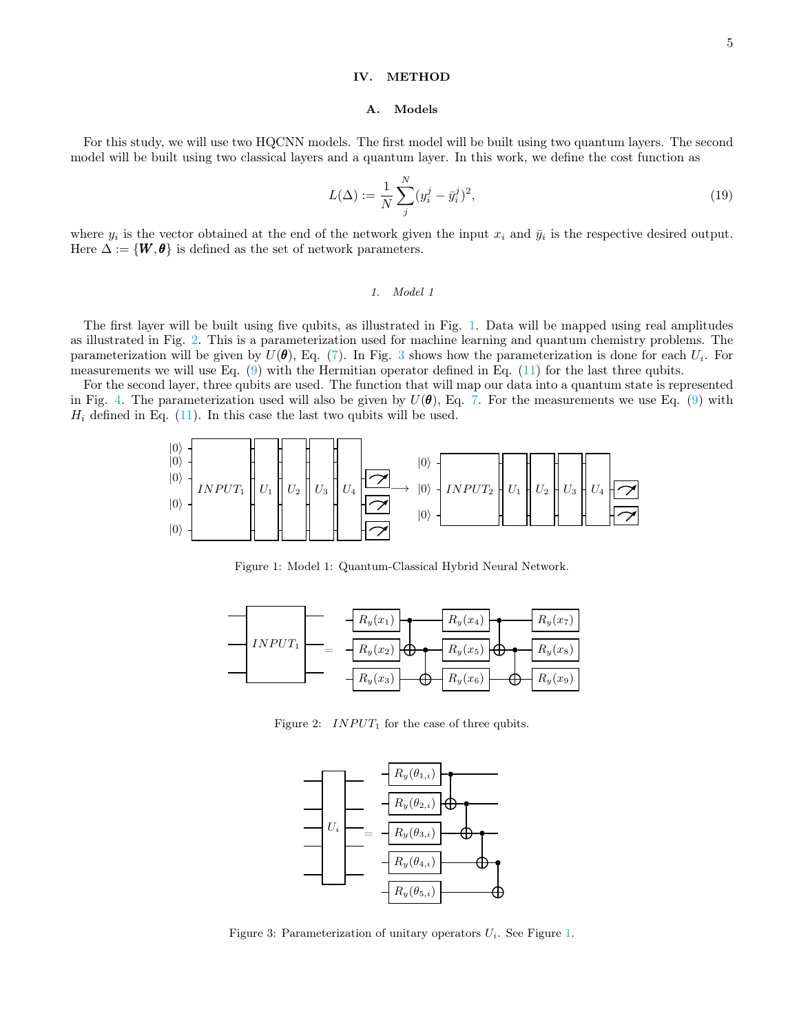## IV. METHOD

### A. Models

For this study, we will use two HQCNN models. The first model will be built using two quantum layers. The second model will be built using two classical layers and a quantum layer. In this work, we define the cost function as

$$L(\Delta) := \frac{1}{N}\sum_{j}^{N}(y_i^j - \bar{y}_i^j)^2, \tag{19}$$

where $y_i$ is the vector obtained at the end of the network given the input $x_i$ and $\bar{y}_i$ is the respective desired output. Here $\Delta := \{\boldsymbol{W}, \boldsymbol{\theta}\}$ is defined as the set of network parameters.

#### 1. Model 1

The first layer will be built using five qubits, as illustrated in Fig. 1. Data will be mapped using real amplitudes as illustrated in Fig. 2. This is a parameterization used for machine learning and quantum chemistry problems. The parameterization will be given by $U(\boldsymbol{\theta})$, Eq. (7). In Fig. 3 shows how the parameterization is done for each $U_i$. For measurements we will use Eq. (9) with the Hermitian operator defined in Eq. (11) for the last three qubits.

For the second layer, three qubits are used. The function that will map our data into a quantum state is represented in Fig. 4. The parameterization used will also be given by $U(\boldsymbol{\theta})$, Eq. 7. For the measurements we use Eq. (9) with $H_i$ defined in Eq. (11). In this case the last two qubits will be used.

Figure 1: Model 1: Quantum-Classical Hybrid Neural Network.

Figure 2: $INPUT_1$ for the case of three qubits.

Figure 3: Parameterization of unitary operators $U_i$. See Figure 1.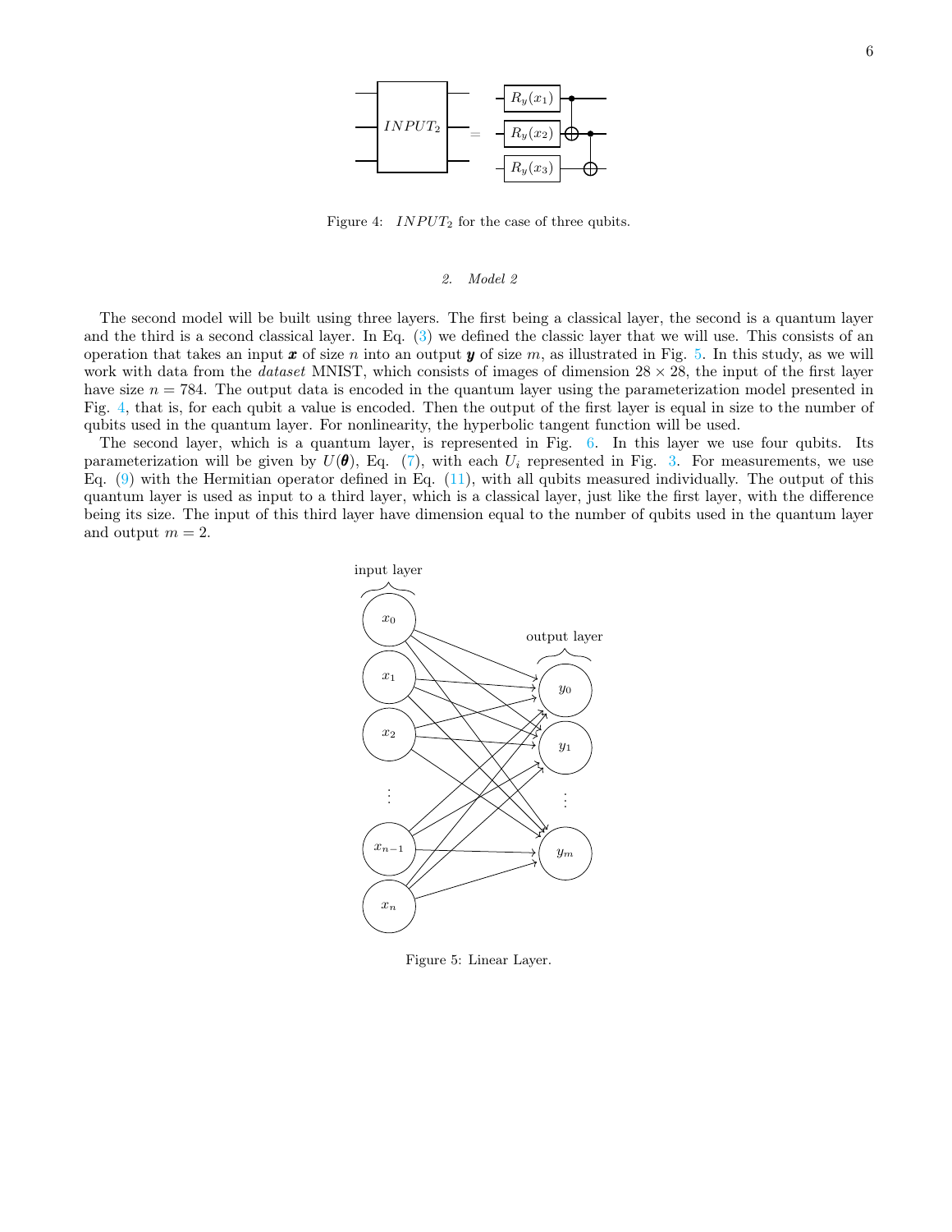Figure 4: $INPUT_2$ for the case of three qubits.

### 2. Model 2

The second model will be built using three layers. The first being a classical layer, the second is a quantum layer and the third is a second classical layer. In Eq. (3) we defined the classic layer that we will use. This consists of an operation that takes an input $\boldsymbol{x}$ of size $n$ into an output $\boldsymbol{y}$ of size $m$, as illustrated in Fig. 5. In this study, as we will work with data from the *dataset* MNIST, which consists of images of dimension $28 \times 28$, the input of the first layer have size $n = 784$. The output data is encoded in the quantum layer using the parameterization model presented in Fig. 4, that is, for each qubit a value is encoded. Then the output of the first layer is equal in size to the number of qubits used in the quantum layer. For nonlinearity, the hyperbolic tangent function will be used.

The second layer, which is a quantum layer, is represented in Fig. 6. In this layer we use four qubits. Its parameterization will be given by $U(\boldsymbol{\theta})$, Eq. (7), with each $U_i$ represented in Fig. 3. For measurements, we use Eq. (9) with the Hermitian operator defined in Eq. (11), with all qubits measured individually. The output of this quantum layer is used as input to a third layer, which is a classical layer, just like the first layer, with the difference being its size. The input of this third layer have dimension equal to the number of qubits used in the quantum layer and output $m = 2$.

Figure 5: Linear Layer.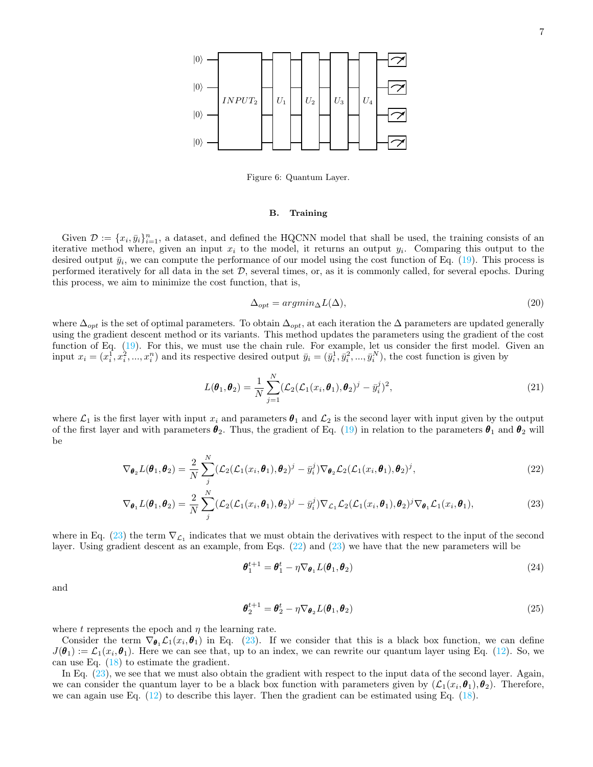Figure 6: Quantum Layer.

## B. Training

Given $\mathcal{D} := \{x_i, \bar{y}_i\}_{i=1}^n$, a dataset, and defined the HQCNN model that shall be used, the training consists of an iterative method where, given an input $x_i$ to the model, it returns an output $y_i$. Comparing this output to the desired output $\bar{y}_i$, we can compute the performance of our model using the cost function of Eq. (19). This process is performed iteratively for all data in the set $\mathcal{D}$, several times, or, as it is commonly called, for several epochs. During this process, we aim to minimize the cost function, that is,

$$\Delta_{opt} = argmin_{\Delta} L(\Delta), \tag{20}$$

where $\Delta_{opt}$ is the set of optimal parameters. To obtain $\Delta_{opt}$, at each iteration the $\Delta$ parameters are updated generally using the gradient descent method or its variants. This method updates the parameters using the gradient of the cost function of Eq. (19). For this, we must use the chain rule. For example, let us consider the first model. Given an input $x_i = (x_i^1, x_i^2, ..., x_i^n)$ and its respective desired output $\bar{y}_i = (\bar{y}_i^1, \bar{y}_i^2, ..., \bar{y}_i^N)$, the cost function is given by

$$L(\boldsymbol{\theta}_1, \boldsymbol{\theta}_2) = \frac{1}{N} \sum_{j=1}^{N} (\mathcal{L}_2(\mathcal{L}_1(x_i, \boldsymbol{\theta}_1), \boldsymbol{\theta}_2)^j - \bar{y}_i^j)^2, \tag{21}$$

where $\mathcal{L}_1$ is the first layer with input $x_i$ and parameters $\boldsymbol{\theta}_1$ and $\mathcal{L}_2$ is the second layer with input given by the output of the first layer and with parameters $\boldsymbol{\theta}_2$. Thus, the gradient of Eq. (19) in relation to the parameters $\boldsymbol{\theta}_1$ and $\boldsymbol{\theta}_2$ will be

$$\nabla_{\boldsymbol{\theta}_2} L(\boldsymbol{\theta}_1, \boldsymbol{\theta}_2) = \frac{2}{N} \sum_{j}^{N} (\mathcal{L}_2(\mathcal{L}_1(x_i, \boldsymbol{\theta}_1), \boldsymbol{\theta}_2)^j - \bar{y}_i^j) \nabla_{\boldsymbol{\theta}_2} \mathcal{L}_2(\mathcal{L}_1(x_i, \boldsymbol{\theta}_1), \boldsymbol{\theta}_2)^j, \tag{22}$$

$$\nabla_{\boldsymbol{\theta}_1} L(\boldsymbol{\theta}_1, \boldsymbol{\theta}_2) = \frac{2}{N} \sum_{j}^{N} (\mathcal{L}_2(\mathcal{L}_1(x_i, \boldsymbol{\theta}_1), \boldsymbol{\theta}_2)^j - \bar{y}_i^j) \nabla_{\mathcal{L}_1} \mathcal{L}_2(\mathcal{L}_1(x_i, \boldsymbol{\theta}_1), \boldsymbol{\theta}_2)^j \nabla_{\boldsymbol{\theta}_1} \mathcal{L}_1(x_i, \boldsymbol{\theta}_1), \tag{23}$$

where in Eq. (23) the term $\nabla_{\mathcal{L}_1}$ indicates that we must obtain the derivatives with respect to the input of the second layer. Using gradient descent as an example, from Eqs. (22) and (23) we have that the new parameters will be

$$\boldsymbol{\theta}_1^{t+1} = \boldsymbol{\theta}_1^t - \eta \nabla_{\boldsymbol{\theta}_1} L(\boldsymbol{\theta}_1, \boldsymbol{\theta}_2) \tag{24}$$

and

$$\boldsymbol{\theta}_2^{t+1} = \boldsymbol{\theta}_2^t - \eta \nabla_{\boldsymbol{\theta}_2} L(\boldsymbol{\theta}_1, \boldsymbol{\theta}_2) \tag{25}$$

where $t$ represents the epoch and $\eta$ the learning rate.

Consider the term $\nabla_{\boldsymbol{\theta}_1} \mathcal{L}_1(x_i, \boldsymbol{\theta}_1)$ in Eq. (23). If we consider that this is a black box function, we can define $J(\boldsymbol{\theta}_1) := \mathcal{L}_1(x_i, \boldsymbol{\theta}_1)$. Here we can see that, up to an index, we can rewrite our quantum layer using Eq. (12). So, we can use Eq. (18) to estimate the gradient.

In Eq. (23), we see that we must also obtain the gradient with respect to the input data of the second layer. Again, we can consider the quantum layer to be a black box function with parameters given by $(\mathcal{L}_1(x_i, \boldsymbol{\theta}_1), \boldsymbol{\theta}_2)$. Therefore, we can again use Eq. (12) to describe this layer. Then the gradient can be estimated using Eq. (18).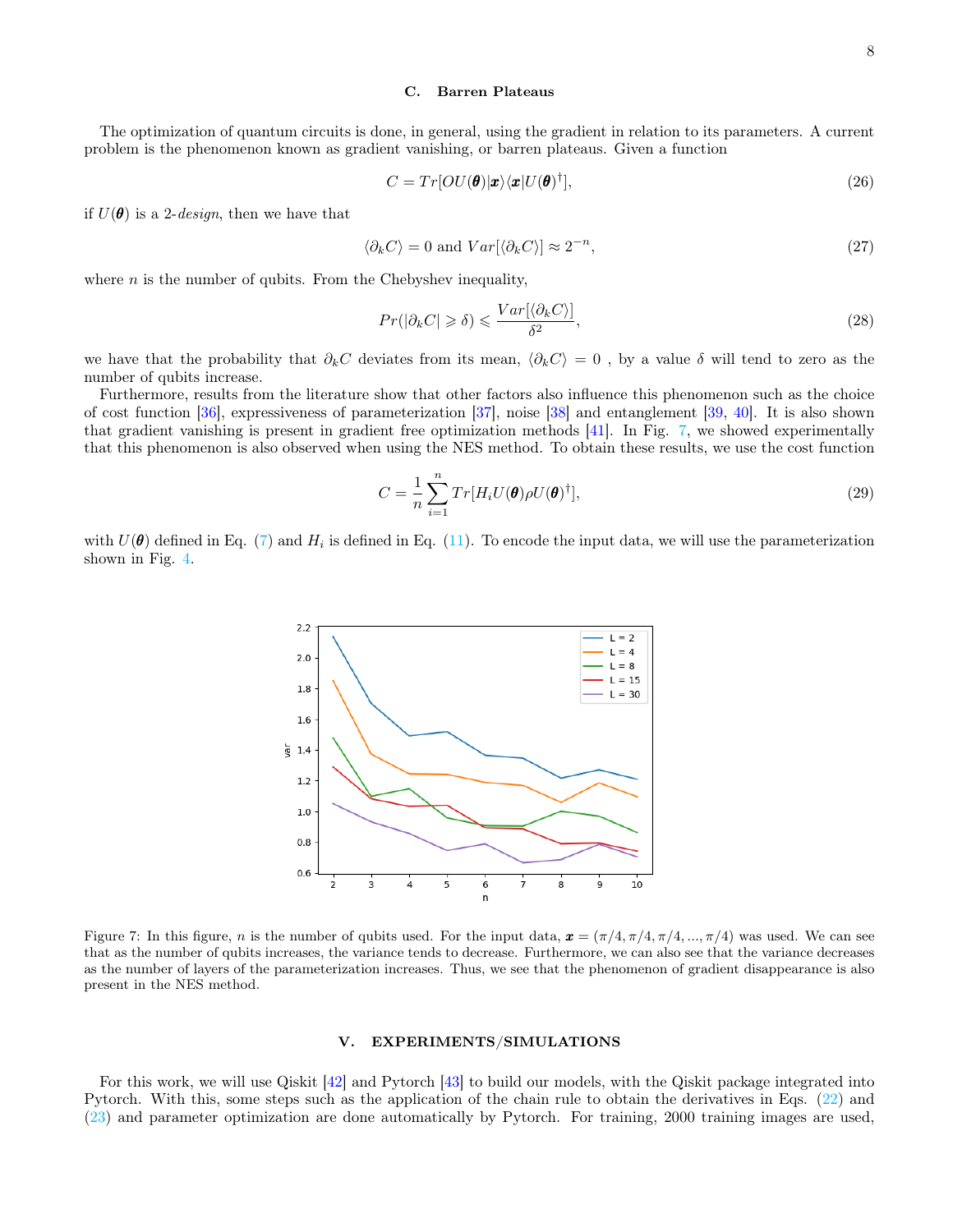### C. Barren Plateaus

The optimization of quantum circuits is done, in general, using the gradient in relation to its parameters. A current problem is the phenomenon known as gradient vanishing, or barren plateaus. Given a function

$$C = Tr[OU(\boldsymbol{\theta})|\boldsymbol{x}\rangle\langle\boldsymbol{x}|U(\boldsymbol{\theta})^{\dagger}], \tag{26}$$

if $U(\boldsymbol{\theta})$ is a 2-*design*, then we have that

$$\langle\partial_k C\rangle = 0 \text{ and } Var[\langle\partial_k C\rangle] \approx 2^{-n}, \tag{27}$$

where $n$ is the number of qubits. From the Chebyshev inequality,

$$Pr(|\partial_k C| \geqslant \delta) \leqslant \frac{Var[\langle\partial_k C\rangle]}{\delta^2}, \tag{28}$$

we have that the probability that $\partial_k C$ deviates from its mean, $\langle\partial_k C\rangle = 0$ , by a value $\delta$ will tend to zero as the number of qubits increase.

Furthermore, results from the literature show that other factors also influence this phenomenon such as the choice of cost function [36], expressiveness of parameterization [37], noise [38] and entanglement [39, 40]. It is also shown that gradient vanishing is present in gradient free optimization methods [41]. In Fig. 7, we showed experimentally that this phenomenon is also observed when using the NES method. To obtain these results, we use the cost function

$$C = \frac{1}{n}\sum_{i=1}^{n} Tr[H_i U(\boldsymbol{\theta})\rho U(\boldsymbol{\theta})^{\dagger}], \tag{29}$$

with $U(\boldsymbol{\theta})$ defined in Eq. (7) and $H_i$ is defined in Eq. (11). To encode the input data, we will use the parameterization shown in Fig. 4.

Figure 7: In this figure, $n$ is the number of qubits used. For the input data, $\boldsymbol{x} = (\pi/4, \pi/4, \pi/4, ..., \pi/4)$ was used. We can see that as the number of qubits increases, the variance tends to decrease. Furthermore, we can also see that the variance decreases as the number of layers of the parameterization increases. Thus, we see that the phenomenon of gradient disappearance is also present in the NES method.

## V. EXPERIMENTS/SIMULATIONS

For this work, we will use Qiskit [42] and Pytorch [43] to build our models, with the Qiskit package integrated into Pytorch. With this, some steps such as the application of the chain rule to obtain the derivatives in Eqs. (22) and (23) and parameter optimization are done automatically by Pytorch. For training, 2000 training images are used,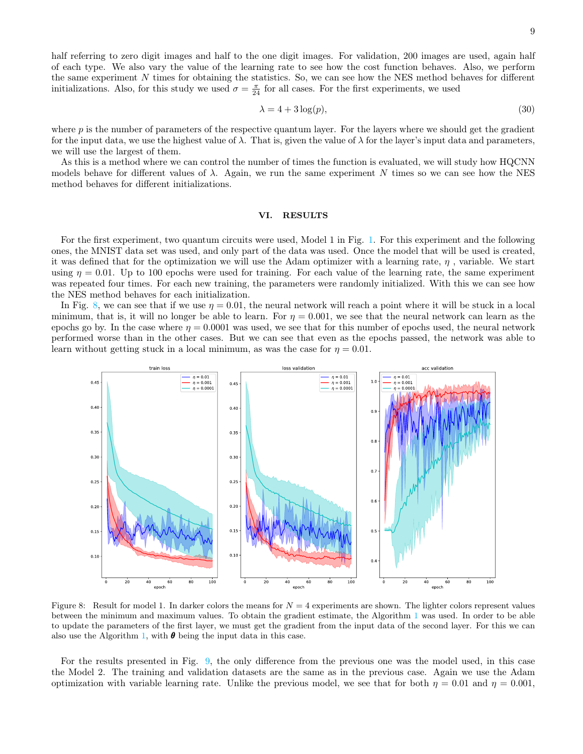half referring to zero digit images and half to the one digit images. For validation, 200 images are used, again half of each type. We also vary the value of the learning rate to see how the cost function behaves. Also, we perform the same experiment $N$ times for obtaining the statistics. So, we can see how the NES method behaves for different initializations. Also, for this study we used $\sigma = \frac{\pi}{24}$ for all cases. For the first experiments, we used

$$\lambda = 4 + 3\log(p), \tag{30}$$

where $p$ is the number of parameters of the respective quantum layer. For the layers where we should get the gradient for the input data, we use the highest value of $\lambda$. That is, given the value of $\lambda$ for the layer's input data and parameters, we will use the largest of them.

As this is a method where we can control the number of times the function is evaluated, we will study how HQCNN models behave for different values of $\lambda$. Again, we run the same experiment $N$ times so we can see how the NES method behaves for different initializations.

## VI. RESULTS

For the first experiment, two quantum circuits were used, Model 1 in Fig. 1. For this experiment and the following ones, the MNIST data set was used, and only part of the data was used. Once the model that will be used is created, it was defined that for the optimization we will use the Adam optimizer with a learning rate, $\eta$ , variable. We start using $\eta = 0.01$. Up to 100 epochs were used for training. For each value of the learning rate, the same experiment was repeated four times. For each new training, the parameters were randomly initialized. With this we can see how the NES method behaves for each initialization.

In Fig. 8, we can see that if we use $\eta = 0.01$, the neural network will reach a point where it will be stuck in a local minimum, that is, it will no longer be able to learn. For $\eta = 0.001$, we see that the neural network can learn as the epochs go by. In the case where $\eta = 0.0001$ was used, we see that for this number of epochs used, the neural network performed worse than in the other cases. But we can see that even as the epochs passed, the network was able to learn without getting stuck in a local minimum, as was the case for $\eta = 0.01$.

Figure 8: Result for model 1. In darker colors the means for $N = 4$ experiments are shown. The lighter colors represent values between the minimum and maximum values. To obtain the gradient estimate, the Algorithm 1 was used. In order to be able to update the parameters of the first layer, we must get the gradient from the input data of the second layer. For this we can also use the Algorithm 1, with $\boldsymbol{\theta}$ being the input data in this case.

For the results presented in Fig. 9, the only difference from the previous one was the model used, in this case the Model 2. The training and validation datasets are the same as in the previous case. Again we use the Adam optimization with variable learning rate. Unlike the previous model, we see that for both $\eta = 0.01$ and $\eta = 0.001$,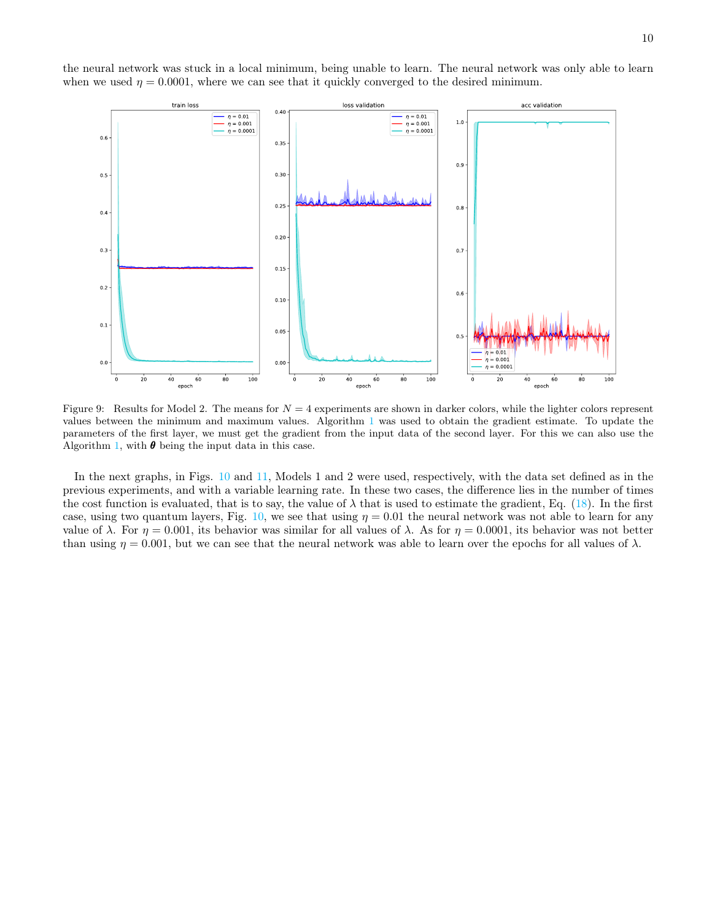the neural network was stuck in a local minimum, being unable to learn. The neural network was only able to learn when we used $\eta = 0.0001$, where we can see that it quickly converged to the desired minimum.

Figure 9: Results for Model 2. The means for $N = 4$ experiments are shown in darker colors, while the lighter colors represent values between the minimum and maximum values. Algorithm 1 was used to obtain the gradient estimate. To update the parameters of the first layer, we must get the gradient from the input data of the second layer. For this we can also use the Algorithm 1, with $\boldsymbol{\theta}$ being the input data in this case.

In the next graphs, in Figs. 10 and 11, Models 1 and 2 were used, respectively, with the data set defined as in the previous experiments, and with a variable learning rate. In these two cases, the difference lies in the number of times the cost function is evaluated, that is to say, the value of $\lambda$ that is used to estimate the gradient, Eq. (18). In the first case, using two quantum layers, Fig. 10, we see that using $\eta = 0.01$ the neural network was not able to learn for any value of $\lambda$. For $\eta = 0.001$, its behavior was similar for all values of $\lambda$. As for $\eta = 0.0001$, its behavior was not better than using $\eta = 0.001$, but we can see that the neural network was able to learn over the epochs for all values of $\lambda$.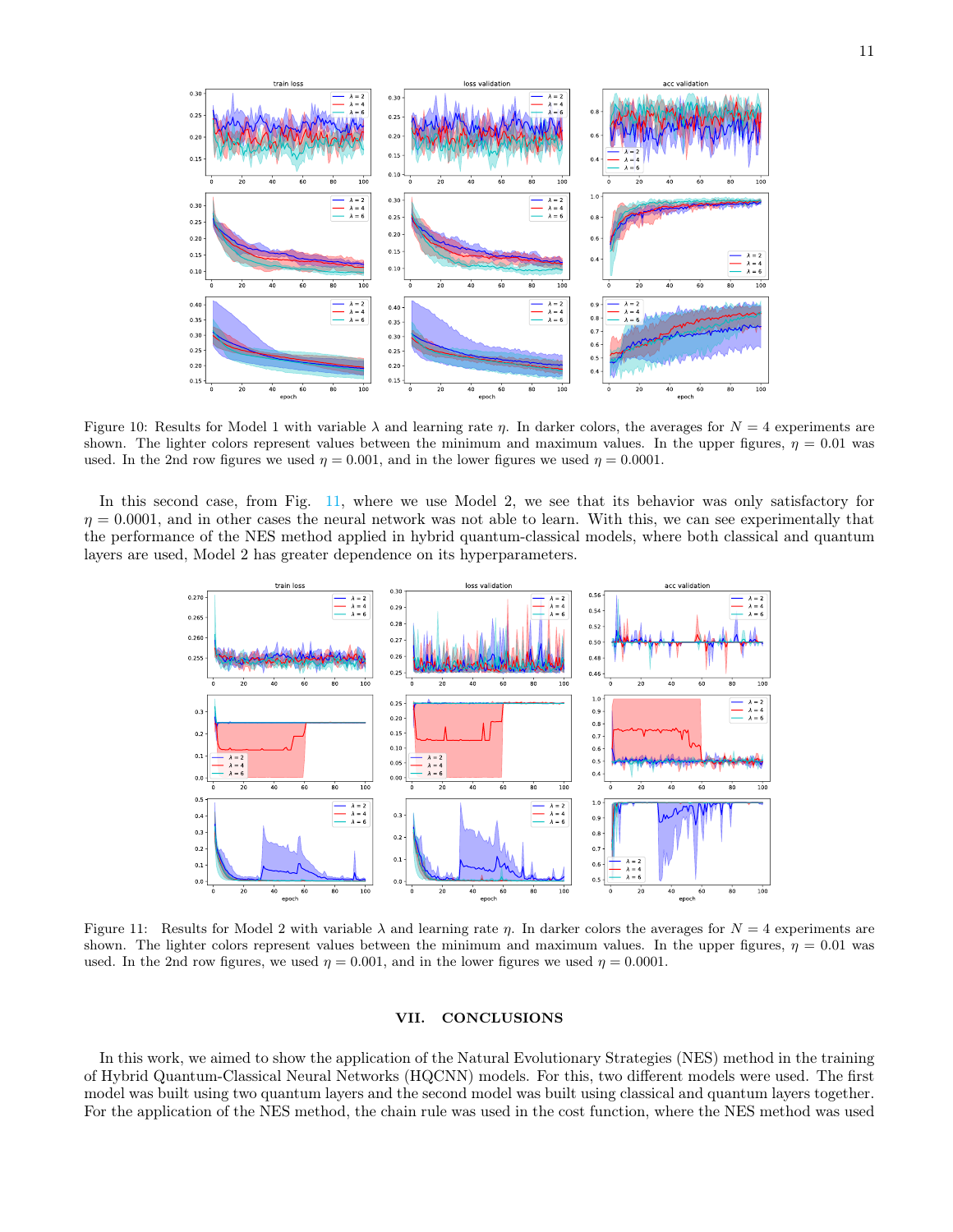Figure 10: Results for Model 1 with variable $\lambda$ and learning rate $\eta$. In darker colors, the averages for $N = 4$ experiments are shown. The lighter colors represent values between the minimum and maximum values. In the upper figures, $\eta = 0.01$ was used. In the 2nd row figures we used $\eta = 0.001$, and in the lower figures we used $\eta = 0.0001$.

In this second case, from Fig. 11, where we use Model 2, we see that its behavior was only satisfactory for $\eta = 0.0001$, and in other cases the neural network was not able to learn. With this, we can see experimentally that the performance of the NES method applied in hybrid quantum-classical models, where both classical and quantum layers are used, Model 2 has greater dependence on its hyperparameters.

Figure 11: Results for Model 2 with variable $\lambda$ and learning rate $\eta$. In darker colors the averages for $N = 4$ experiments are shown. The lighter colors represent values between the minimum and maximum values. In the upper figures, $\eta = 0.01$ was used. In the 2nd row figures, we used $\eta = 0.001$, and in the lower figures we used $\eta = 0.0001$.

## VII. CONCLUSIONS

In this work, we aimed to show the application of the Natural Evolutionary Strategies (NES) method in the training of Hybrid Quantum-Classical Neural Networks (HQCNN) models. For this, two different models were used. The first model was built using two quantum layers and the second model was built using classical and quantum layers together. For the application of the NES method, the chain rule was used in the cost function, where the NES method was used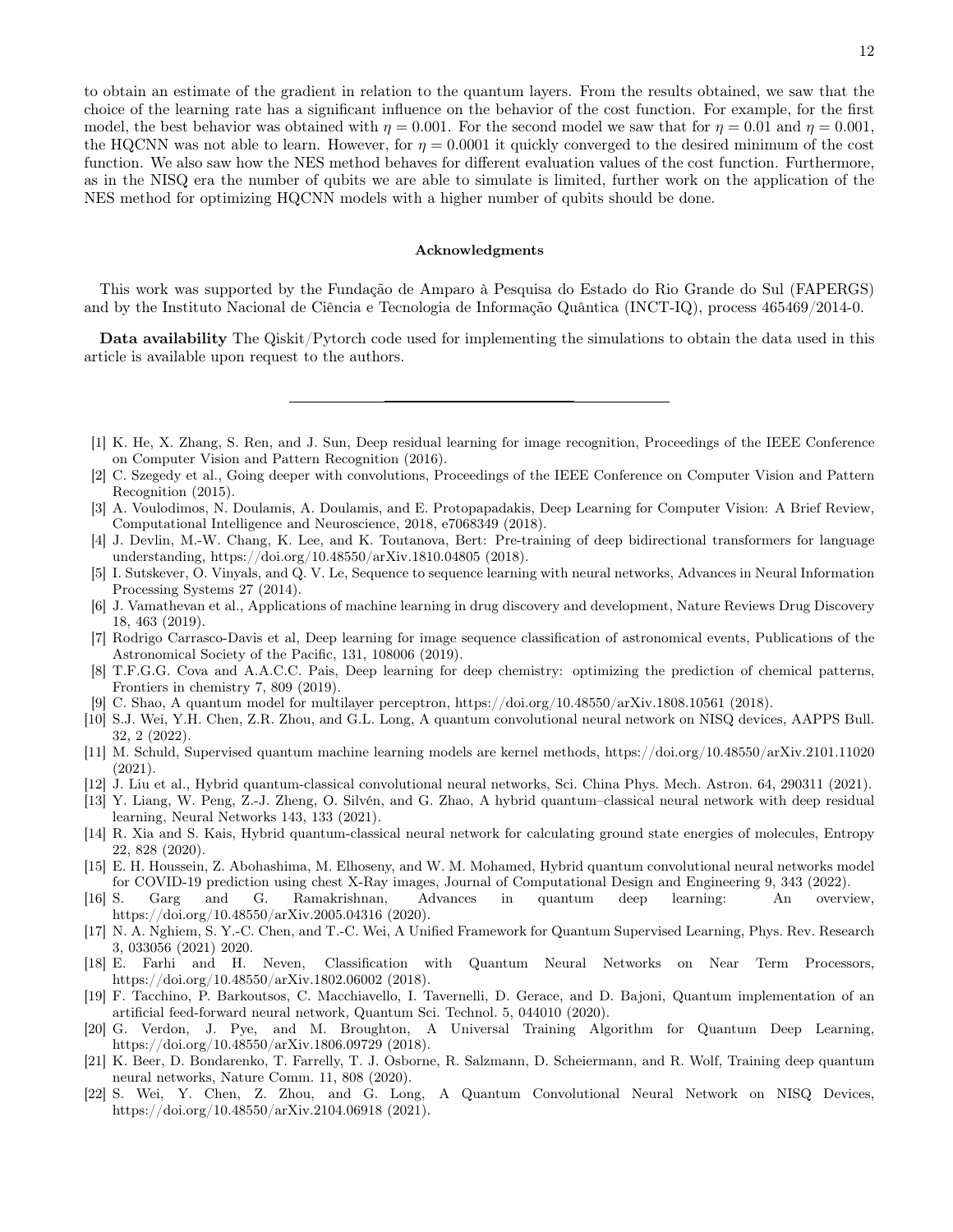to obtain an estimate of the gradient in relation to the quantum layers. From the results obtained, we saw that the choice of the learning rate has a significant influence on the behavior of the cost function. For example, for the first model, the best behavior was obtained with $\eta = 0.001$. For the second model we saw that for $\eta = 0.01$ and $\eta = 0.001$, the HQCNN was not able to learn. However, for $\eta = 0.0001$ it quickly converged to the desired minimum of the cost function. We also saw how the NES method behaves for different evaluation values of the cost function. Furthermore, as in the NISQ era the number of qubits we are able to simulate is limited, further work on the application of the NES method for optimizing HQCNN models with a higher number of qubits should be done.

### Acknowledgments

This work was supported by the Fundação de Amparo à Pesquisa do Estado do Rio Grande do Sul (FAPERGS) and by the Instituto Nacional de Ciência e Tecnologia de Informação Quântica (INCT-IQ), process 465469/2014-0.

**Data availability** The Qiskit/Pytorch code used for implementing the simulations to obtain the data used in this article is available upon request to the authors.

---

[1] K. He, X. Zhang, S. Ren, and J. Sun, Deep residual learning for image recognition, Proceedings of the IEEE Conference on Computer Vision and Pattern Recognition (2016).

[2] C. Szegedy et al., Going deeper with convolutions, Proceedings of the IEEE Conference on Computer Vision and Pattern Recognition (2015).

[3] A. Voulodimos, N. Doulamis, A. Doulamis, and E. Protopapadakis, Deep Learning for Computer Vision: A Brief Review, Computational Intelligence and Neuroscience, 2018, e7068349 (2018).

[4] J. Devlin, M.-W. Chang, K. Lee, and K. Toutanova, Bert: Pre-training of deep bidirectional transformers for language understanding, https://doi.org/10.48550/arXiv.1810.04805 (2018).

[5] I. Sutskever, O. Vinyals, and Q. V. Le, Sequence to sequence learning with neural networks, Advances in Neural Information Processing Systems 27 (2014).

[6] J. Vamathevan et al., Applications of machine learning in drug discovery and development, Nature Reviews Drug Discovery 18, 463 (2019).

[7] Rodrigo Carrasco-Davis et al, Deep learning for image sequence classification of astronomical events, Publications of the Astronomical Society of the Pacific, 131, 108006 (2019).

[8] T.F.G.G. Cova and A.A.C.C. Pais, Deep learning for deep chemistry: optimizing the prediction of chemical patterns, Frontiers in chemistry 7, 809 (2019).

[9] C. Shao, A quantum model for multilayer perceptron, https://doi.org/10.48550/arXiv.1808.10561 (2018).

[10] S.J. Wei, Y.H. Chen, Z.R. Zhou, and G.L. Long, A quantum convolutional neural network on NISQ devices, AAPPS Bull. 32, 2 (2022).

[11] M. Schuld, Supervised quantum machine learning models are kernel methods, https://doi.org/10.48550/arXiv.2101.11020 (2021).

[12] J. Liu et al., Hybrid quantum-classical convolutional neural networks, Sci. China Phys. Mech. Astron. 64, 290311 (2021).

[13] Y. Liang, W. Peng, Z.-J. Zheng, O. Silvén, and G. Zhao, A hybrid quantum–classical neural network with deep residual learning, Neural Networks 143, 133 (2021).

[14] R. Xia and S. Kais, Hybrid quantum-classical neural network for calculating ground state energies of molecules, Entropy 22, 828 (2020).

[15] E. H. Houssein, Z. Abohashima, M. Elhoseny, and W. M. Mohamed, Hybrid quantum convolutional neural networks model for COVID-19 prediction using chest X-Ray images, Journal of Computational Design and Engineering 9, 343 (2022).

[16] S. Garg and G. Ramakrishnan, Advances in quantum deep learning: An overview, https://doi.org/10.48550/arXiv.2005.04316 (2020).

[17] N. A. Nghiem, S. Y.-C. Chen, and T.-C. Wei, A Unified Framework for Quantum Supervised Learning, Phys. Rev. Research 3, 033056 (2021) 2020.

[18] E. Farhi and H. Neven, Classification with Quantum Neural Networks on Near Term Processors, https://doi.org/10.48550/arXiv.1802.06002 (2018).

[19] F. Tacchino, P. Barkoutsos, C. Macchiavello, I. Tavernelli, D. Gerace, and D. Bajoni, Quantum implementation of an artificial feed-forward neural network, Quantum Sci. Technol. 5, 044010 (2020).

[20] G. Verdon, J. Pye, and M. Broughton, A Universal Training Algorithm for Quantum Deep Learning, https://doi.org/10.48550/arXiv.1806.09729 (2018).

[21] K. Beer, D. Bondarenko, T. Farrelly, T. J. Osborne, R. Salzmann, D. Scheiermann, and R. Wolf, Training deep quantum neural networks, Nature Comm. 11, 808 (2020).

[22] S. Wei, Y. Chen, Z. Zhou, and G. Long, A Quantum Convolutional Neural Network on NISQ Devices, https://doi.org/10.48550/arXiv.2104.06918 (2021).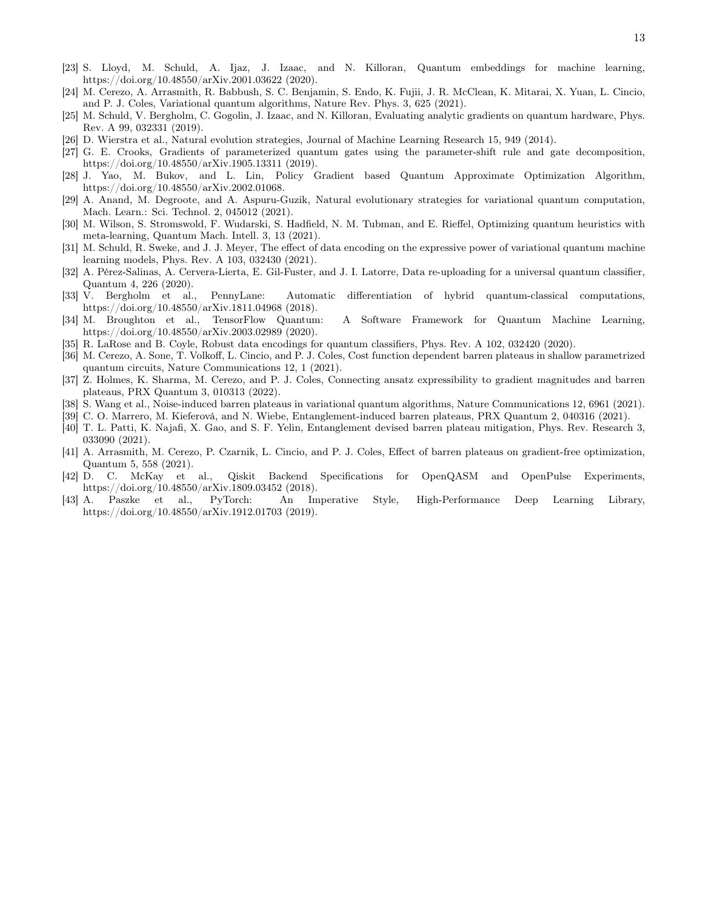[23] S. Lloyd, M. Schuld, A. Ijaz, J. Izaac, and N. Killoran, Quantum embeddings for machine learning, https://doi.org/10.48550/arXiv.2001.03622 (2020).

[24] M. Cerezo, A. Arrasmith, R. Babbush, S. C. Benjamin, S. Endo, K. Fujii, J. R. McClean, K. Mitarai, X. Yuan, L. Cincio, and P. J. Coles, Variational quantum algorithms, Nature Rev. Phys. 3, 625 (2021).

[25] M. Schuld, V. Bergholm, C. Gogolin, J. Izaac, and N. Killoran, Evaluating analytic gradients on quantum hardware, Phys. Rev. A 99, 032331 (2019).

[26] D. Wierstra et al., Natural evolution strategies, Journal of Machine Learning Research 15, 949 (2014).

[27] G. E. Crooks, Gradients of parameterized quantum gates using the parameter-shift rule and gate decomposition, https://doi.org/10.48550/arXiv.1905.13311 (2019).

[28] J. Yao, M. Bukov, and L. Lin, Policy Gradient based Quantum Approximate Optimization Algorithm, https://doi.org/10.48550/arXiv.2002.01068.

[29] A. Anand, M. Degroote, and A. Aspuru-Guzik, Natural evolutionary strategies for variational quantum computation, Mach. Learn.: Sci. Technol. 2, 045012 (2021).

[30] M. Wilson, S. Stromswold, F. Wudarski, S. Hadfield, N. M. Tubman, and E. Rieffel, Optimizing quantum heuristics with meta-learning, Quantum Mach. Intell. 3, 13 (2021).

[31] M. Schuld, R. Sweke, and J. J. Meyer, The effect of data encoding on the expressive power of variational quantum machine learning models, Phys. Rev. A 103, 032430 (2021).

[32] A. Pérez-Salinas, A. Cervera-Lierta, E. Gil-Fuster, and J. I. Latorre, Data re-uploading for a universal quantum classifier, Quantum 4, 226 (2020).

[33] V. Bergholm et al., PennyLane: Automatic differentiation of hybrid quantum-classical computations, https://doi.org/10.48550/arXiv.1811.04968 (2018).

[34] M. Broughton et al., TensorFlow Quantum: A Software Framework for Quantum Machine Learning, https://doi.org/10.48550/arXiv.2003.02989 (2020).

[35] R. LaRose and B. Coyle, Robust data encodings for quantum classifiers, Phys. Rev. A 102, 032420 (2020).

[36] M. Cerezo, A. Sone, T. Volkoff, L. Cincio, and P. J. Coles, Cost function dependent barren plateaus in shallow parametrized quantum circuits, Nature Communications 12, 1 (2021).

[37] Z. Holmes, K. Sharma, M. Cerezo, and P. J. Coles, Connecting ansatz expressibility to gradient magnitudes and barren plateaus, PRX Quantum 3, 010313 (2022).

[38] S. Wang et al., Noise-induced barren plateaus in variational quantum algorithms, Nature Communications 12, 6961 (2021).

[39] C. O. Marrero, M. Kieferová, and N. Wiebe, Entanglement-induced barren plateaus, PRX Quantum 2, 040316 (2021).

[40] T. L. Patti, K. Najafi, X. Gao, and S. F. Yelin, Entanglement devised barren plateau mitigation, Phys. Rev. Research 3, 033090 (2021).

[41] A. Arrasmith, M. Cerezo, P. Czarnik, L. Cincio, and P. J. Coles, Effect of barren plateaus on gradient-free optimization, Quantum 5, 558 (2021).

[42] D. C. McKay et al., Qiskit Backend Specifications for OpenQASM and OpenPulse Experiments, https://doi.org/10.48550/arXiv.1809.03452 (2018).

[43] A. Paszke et al., PyTorch: An Imperative Style, High-Performance Deep Learning Library, https://doi.org/10.48550/arXiv.1912.01703 (2019).